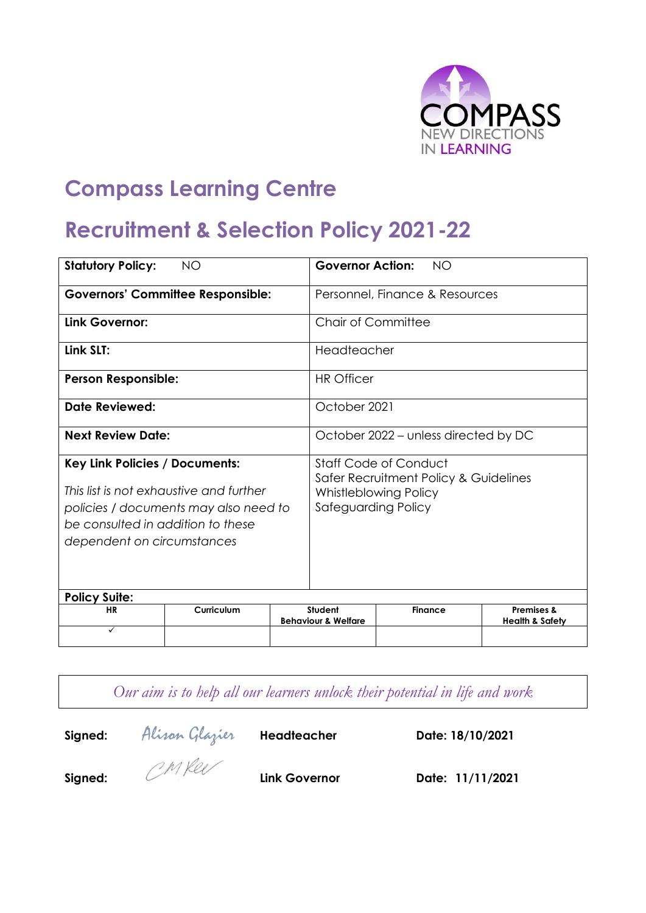COMPASS
NEW DIRECTIONS IN LEARNING

# Compass Learning Centre

# Recruitment & Selection Policy 2021-22

| | |
|---|---|
| **Statutory Policy:** NO | **Governor Action:** NO |
| **Governors' Committee Responsible:** | Personnel, Finance & Resources |
| **Link Governor:** | Chair of Committee |
| **Link SLT:** | Headteacher |
| **Person Responsible:** | HR Officer |
| **Date Reviewed:** | October 2021 |
| **Next Review Date:** | October 2022 – unless directed by DC |
| **Key Link Policies / Documents:**<br><br>*This list is not exhaustive and further policies / documents may also need to be consulted in addition to these dependent on circumstances* | Staff Code of Conduct<br>Safer Recruitment Policy & Guidelines<br>Whistleblowing Policy<br>Safeguarding Policy |

**Policy Suite:**

| HR | Curriculum | Student Behaviour & Welfare | Finance | Premises & Health & Safety |
|---|---|---|---|---|
| ✓ | | | | |

*Our aim is to help all our learners unlock their potential in life and work*

| | | | |
|---|---|---|---|
| **Signed:** | Alison Glazier | **Headteacher** | **Date: 18/10/2021** |
| **Signed:** | CM Kew | **Link Governor** | **Date: 11/11/2021** |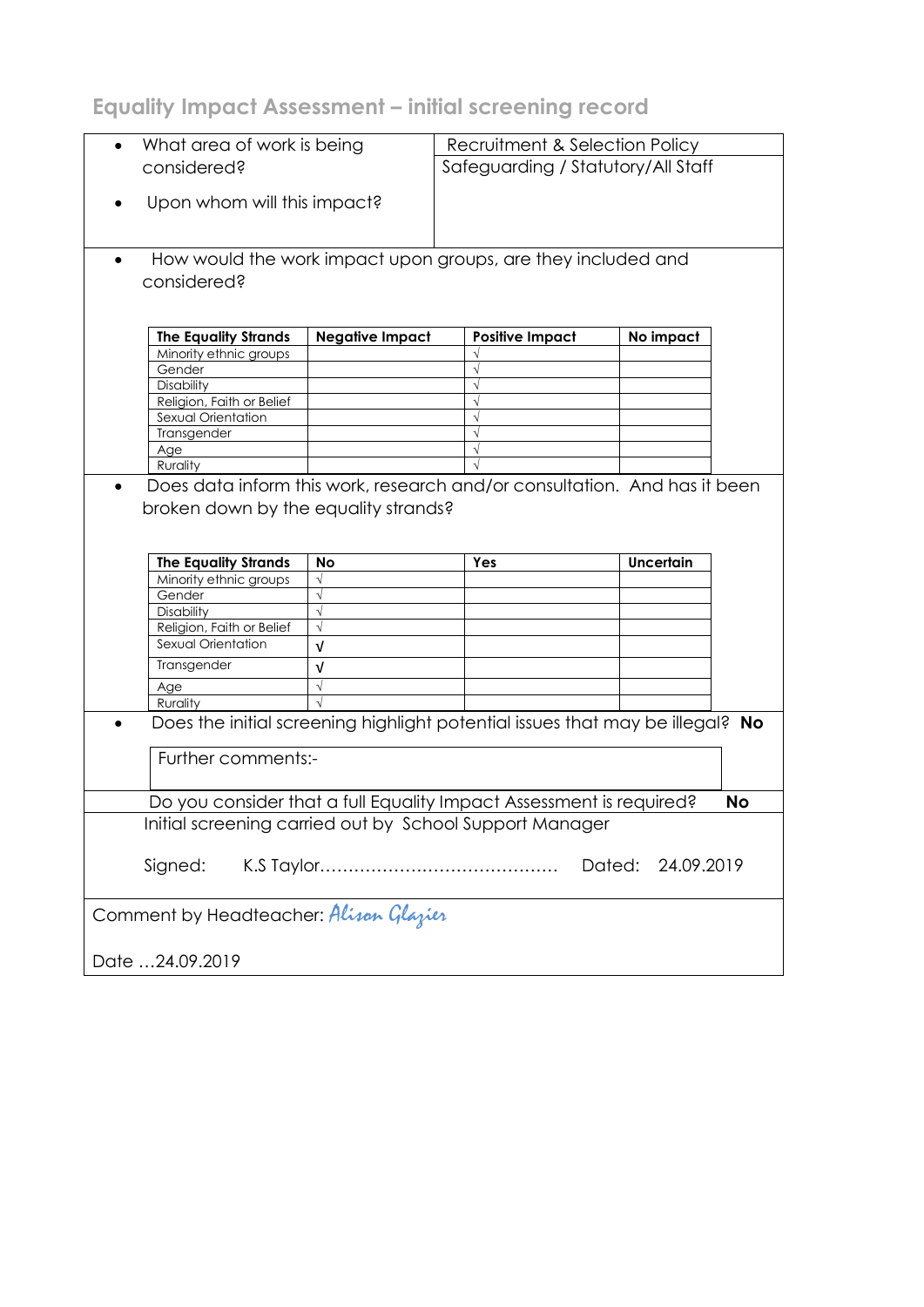## Equality Impact Assessment – initial screening record

- What area of work is being considered?
  Recruitment & Selection Policy
- Upon whom will this impact?
  Safeguarding / Statutory/All Staff

- How would the work impact upon groups, are they included and considered?

| The Equality Strands | Negative Impact | Positive Impact | No impact |
|---|---|---|---|
| Minority ethnic groups | | √ | |
| Gender | | √ | |
| Disability | | √ | |
| Religion, Faith or Belief | | √ | |
| Sexual Orientation | | √ | |
| Transgender | | √ | |
| Age | | √ | |
| Rurality | | √ | |

- Does data inform this work, research and/or consultation. And has it been broken down by the equality strands?

| The Equality Strands | No | Yes | Uncertain |
|---|---|---|---|
| Minority ethnic groups | √ | | |
| Gender | √ | | |
| Disability | √ | | |
| Religion, Faith or Belief | √ | | |
| Sexual Orientation | √ | | |
| Transgender | √ | | |
| Age | √ | | |
| Rurality | √ | | |

- Does the initial screening highlight potential issues that may be illegal? **No**

Further comments:-

Do you consider that a full Equality Impact Assessment is required? **No**

Initial screening carried out by School Support Manager

Signed: K.S Taylor…………………………………… Dated: 24.09.2019

Comment by Headteacher: *Alison Glazier*

Date …24.09.2019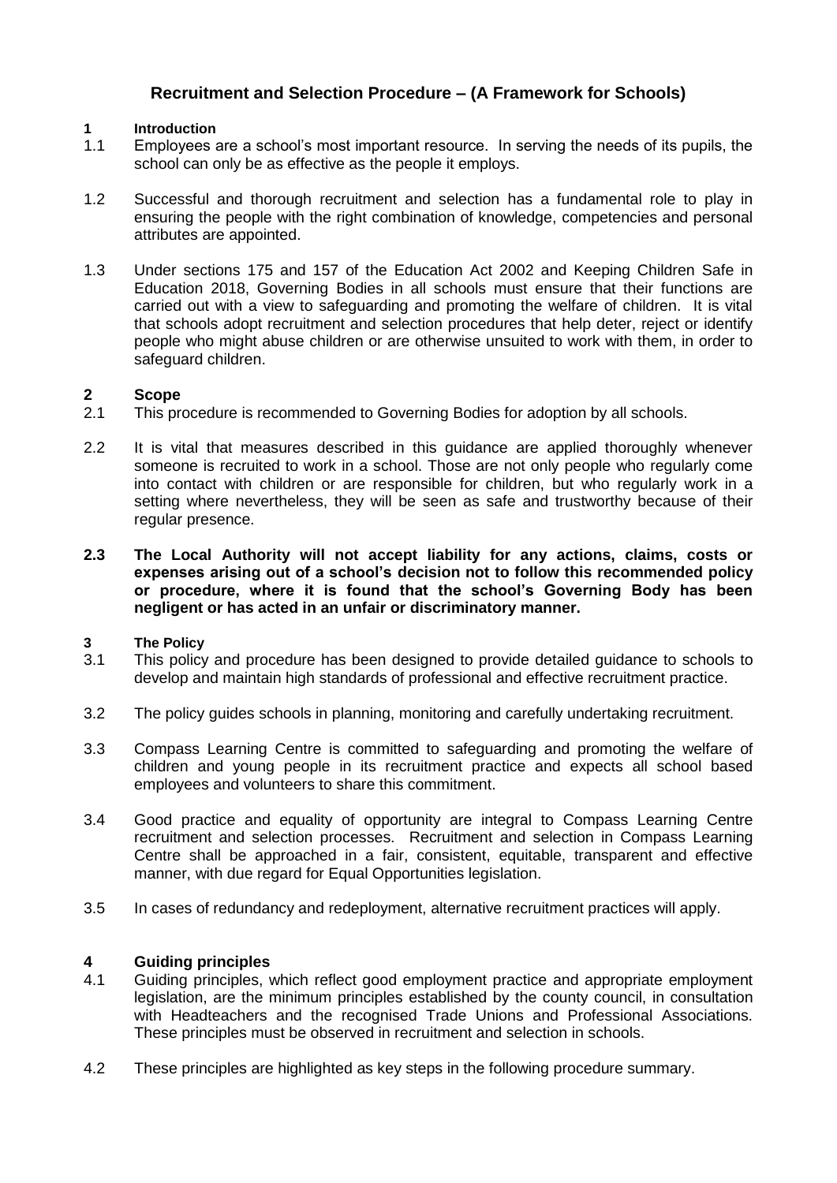## Recruitment and Selection Procedure – (A Framework for Schools)

### 1 Introduction

1.1 Employees are a school's most important resource. In serving the needs of its pupils, the school can only be as effective as the people it employs.

1.2 Successful and thorough recruitment and selection has a fundamental role to play in ensuring the people with the right combination of knowledge, competencies and personal attributes are appointed.

1.3 Under sections 175 and 157 of the Education Act 2002 and Keeping Children Safe in Education 2018, Governing Bodies in all schools must ensure that their functions are carried out with a view to safeguarding and promoting the welfare of children. It is vital that schools adopt recruitment and selection procedures that help deter, reject or identify people who might abuse children or are otherwise unsuited to work with them, in order to safeguard children.

### 2 Scope

2.1 This procedure is recommended to Governing Bodies for adoption by all schools.

2.2 It is vital that measures described in this guidance are applied thoroughly whenever someone is recruited to work in a school. Those are not only people who regularly come into contact with children or are responsible for children, but who regularly work in a setting where nevertheless, they will be seen as safe and trustworthy because of their regular presence.

**2.3 The Local Authority will not accept liability for any actions, claims, costs or expenses arising out of a school's decision not to follow this recommended policy or procedure, where it is found that the school's Governing Body has been negligent or has acted in an unfair or discriminatory manner.**

### 3 The Policy

3.1 This policy and procedure has been designed to provide detailed guidance to schools to develop and maintain high standards of professional and effective recruitment practice.

3.2 The policy guides schools in planning, monitoring and carefully undertaking recruitment.

3.3 Compass Learning Centre is committed to safeguarding and promoting the welfare of children and young people in its recruitment practice and expects all school based employees and volunteers to share this commitment.

3.4 Good practice and equality of opportunity are integral to Compass Learning Centre recruitment and selection processes. Recruitment and selection in Compass Learning Centre shall be approached in a fair, consistent, equitable, transparent and effective manner, with due regard for Equal Opportunities legislation.

3.5 In cases of redundancy and redeployment, alternative recruitment practices will apply.

### 4 Guiding principles

4.1 Guiding principles, which reflect good employment practice and appropriate employment legislation, are the minimum principles established by the county council, in consultation with Headteachers and the recognised Trade Unions and Professional Associations. These principles must be observed in recruitment and selection in schools.

4.2 These principles are highlighted as key steps in the following procedure summary.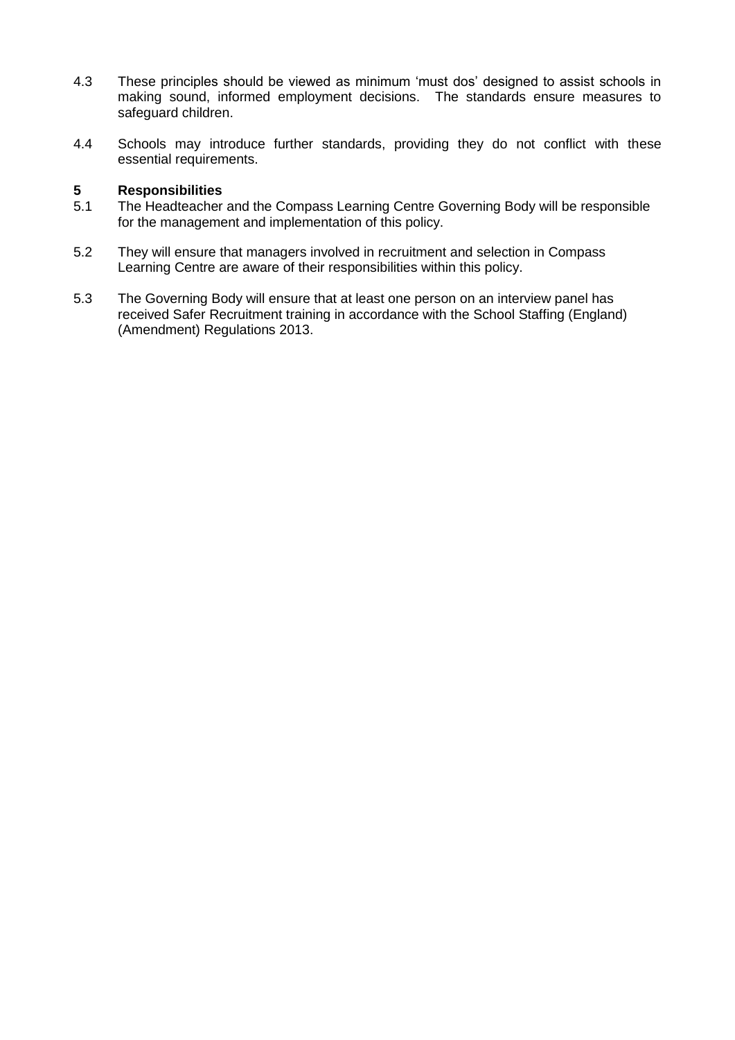4.3 These principles should be viewed as minimum 'must dos' designed to assist schools in making sound, informed employment decisions. The standards ensure measures to safeguard children.

4.4 Schools may introduce further standards, providing they do not conflict with these essential requirements.

## 5 Responsibilities

5.1 The Headteacher and the Compass Learning Centre Governing Body will be responsible for the management and implementation of this policy.

5.2 They will ensure that managers involved in recruitment and selection in Compass Learning Centre are aware of their responsibilities within this policy.

5.3 The Governing Body will ensure that at least one person on an interview panel has received Safer Recruitment training in accordance with the School Staffing (England) (Amendment) Regulations 2013.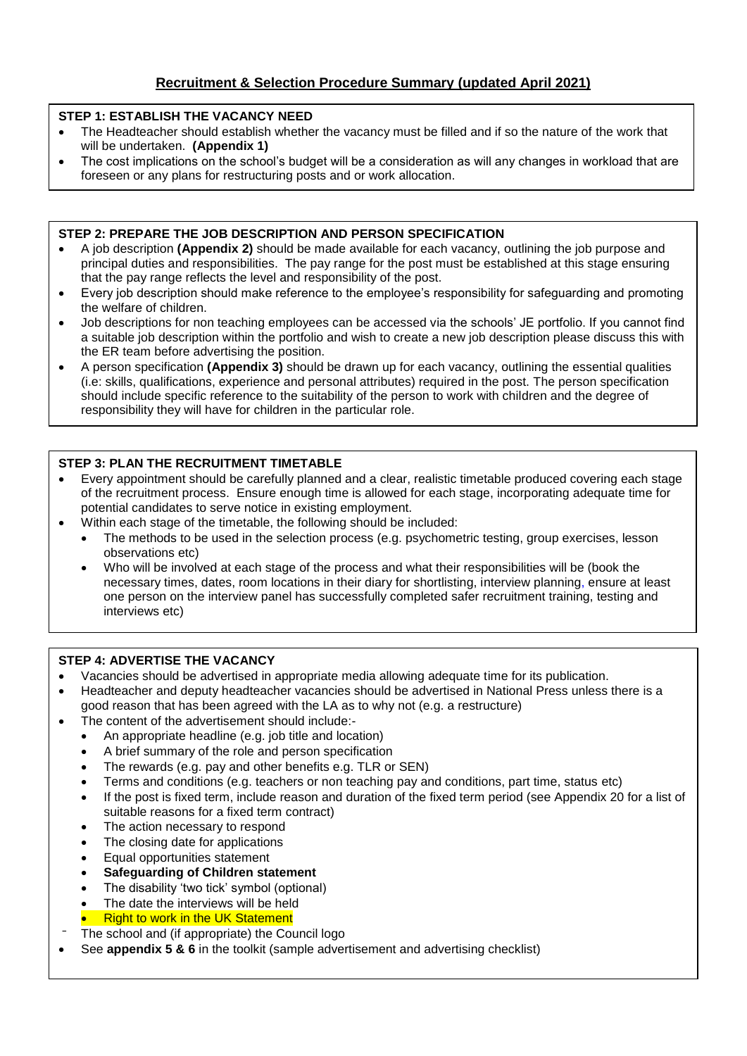## Recruitment & Selection Procedure Summary (updated April 2021)

**STEP 1: ESTABLISH THE VACANCY NEED**

- The Headteacher should establish whether the vacancy must be filled and if so the nature of the work that will be undertaken. **(Appendix 1)**
- The cost implications on the school's budget will be a consideration as will any changes in workload that are foreseen or any plans for restructuring posts and or work allocation.

**STEP 2: PREPARE THE JOB DESCRIPTION AND PERSON SPECIFICATION**

- A job description **(Appendix 2)** should be made available for each vacancy, outlining the job purpose and principal duties and responsibilities. The pay range for the post must be established at this stage ensuring that the pay range reflects the level and responsibility of the post.
- Every job description should make reference to the employee's responsibility for safeguarding and promoting the welfare of children.
- Job descriptions for non teaching employees can be accessed via the schools' JE portfolio. If you cannot find a suitable job description within the portfolio and wish to create a new job description please discuss this with the ER team before advertising the position.
- A person specification **(Appendix 3)** should be drawn up for each vacancy, outlining the essential qualities (i.e: skills, qualifications, experience and personal attributes) required in the post. The person specification should include specific reference to the suitability of the person to work with children and the degree of responsibility they will have for children in the particular role.

**STEP 3: PLAN THE RECRUITMENT TIMETABLE**

- Every appointment should be carefully planned and a clear, realistic timetable produced covering each stage of the recruitment process. Ensure enough time is allowed for each stage, incorporating adequate time for potential candidates to serve notice in existing employment.
- Within each stage of the timetable, the following should be included:
  - The methods to be used in the selection process (e.g. psychometric testing, group exercises, lesson observations etc)
  - Who will be involved at each stage of the process and what their responsibilities will be (book the necessary times, dates, room locations in their diary for shortlisting, interview planning, ensure at least one person on the interview panel has successfully completed safer recruitment training, testing and interviews etc)

**STEP 4: ADVERTISE THE VACANCY**

- Vacancies should be advertised in appropriate media allowing adequate time for its publication.
- Headteacher and deputy headteacher vacancies should be advertised in National Press unless there is a good reason that has been agreed with the LA as to why not (e.g. a restructure)
- The content of the advertisement should include:-
  - An appropriate headline (e.g. job title and location)
  - A brief summary of the role and person specification
  - The rewards (e.g. pay and other benefits e.g. TLR or SEN)
  - Terms and conditions (e.g. teachers or non teaching pay and conditions, part time, status etc)
  - If the post is fixed term, include reason and duration of the fixed term period (see Appendix 20 for a list of suitable reasons for a fixed term contract)
  - The action necessary to respond
  - The closing date for applications
  - Equal opportunities statement
  - **Safeguarding of Children statement**
  - The disability 'two tick' symbol (optional)
  - The date the interviews will be held
  - Right to work in the UK Statement
- The school and (if appropriate) the Council logo
- See **appendix 5 & 6** in the toolkit (sample advertisement and advertising checklist)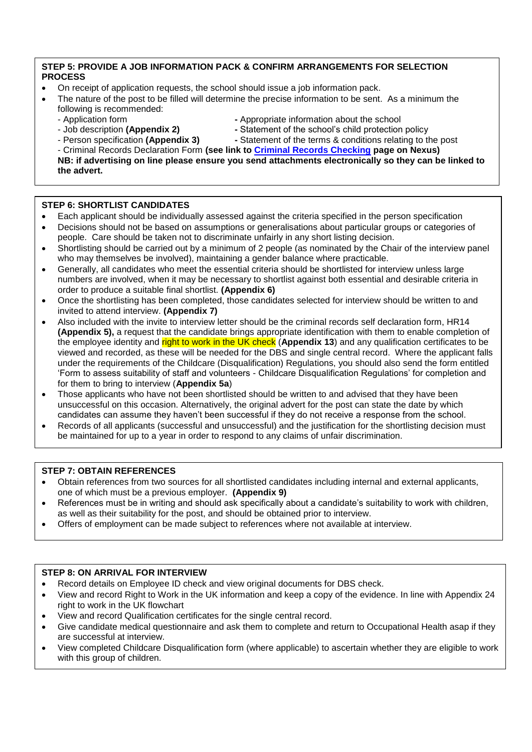**STEP 5: PROVIDE A JOB INFORMATION PACK & CONFIRM ARRANGEMENTS FOR SELECTION PROCESS**

- On receipt of application requests, the school should issue a job information pack.
- The nature of the post to be filled will determine the precise information to be sent. As a minimum the following is recommended:
  - Application form
  - Job description **(Appendix 2)**
  - Person specification **(Appendix 3)**
  - Appropriate information about the school
  - Statement of the school's child protection policy
  - Statement of the terms & conditions relating to the post
  - Criminal Records Declaration Form **(see link to [Criminal Records Checking](Criminal Records Checking) page on Nexus)**

**NB: if advertising on line please ensure you send attachments electronically so they can be linked to the advert.**

**STEP 6: SHORTLIST CANDIDATES**

- Each applicant should be individually assessed against the criteria specified in the person specification
- Decisions should not be based on assumptions or generalisations about particular groups or categories of people. Care should be taken not to discriminate unfairly in any short listing decision.
- Shortlisting should be carried out by a minimum of 2 people (as nominated by the Chair of the interview panel who may themselves be involved), maintaining a gender balance where practicable.
- Generally, all candidates who meet the essential criteria should be shortlisted for interview unless large numbers are involved, when it may be necessary to shortlist against both essential and desirable criteria in order to produce a suitable final shortlist. **(Appendix 6)**
- Once the shortlisting has been completed, those candidates selected for interview should be written to and invited to attend interview. **(Appendix 7)**
- Also included with the invite to interview letter should be the criminal records self declaration form, HR14 **(Appendix 5),** a request that the candidate brings appropriate identification with them to enable completion of the employee identity and right to work in the UK check (**Appendix 13**) and any qualification certificates to be viewed and recorded, as these will be needed for the DBS and single central record. Where the applicant falls under the requirements of the Childcare (Disqualification) Regulations, you should also send the form entitled 'Form to assess suitability of staff and volunteers - Childcare Disqualification Regulations' for completion and for them to bring to interview (**Appendix 5a**)
- Those applicants who have not been shortlisted should be written to and advised that they have been unsuccessful on this occasion. Alternatively, the original advert for the post can state the date by which candidates can assume they haven't been successful if they do not receive a response from the school.
- Records of all applicants (successful and unsuccessful) and the justification for the shortlisting decision must be maintained for up to a year in order to respond to any claims of unfair discrimination.

**STEP 7: OBTAIN REFERENCES**

- Obtain references from two sources for all shortlisted candidates including internal and external applicants, one of which must be a previous employer. **(Appendix 9)**
- References must be in writing and should ask specifically about a candidate's suitability to work with children, as well as their suitability for the post, and should be obtained prior to interview.
- Offers of employment can be made subject to references where not available at interview.

**STEP 8: ON ARRIVAL FOR INTERVIEW**

- Record details on Employee ID check and view original documents for DBS check.
- View and record Right to Work in the UK information and keep a copy of the evidence. In line with Appendix 24 right to work in the UK flowchart
- View and record Qualification certificates for the single central record.
- Give candidate medical questionnaire and ask them to complete and return to Occupational Health asap if they are successful at interview.
- View completed Childcare Disqualification form (where applicable) to ascertain whether they are eligible to work with this group of children.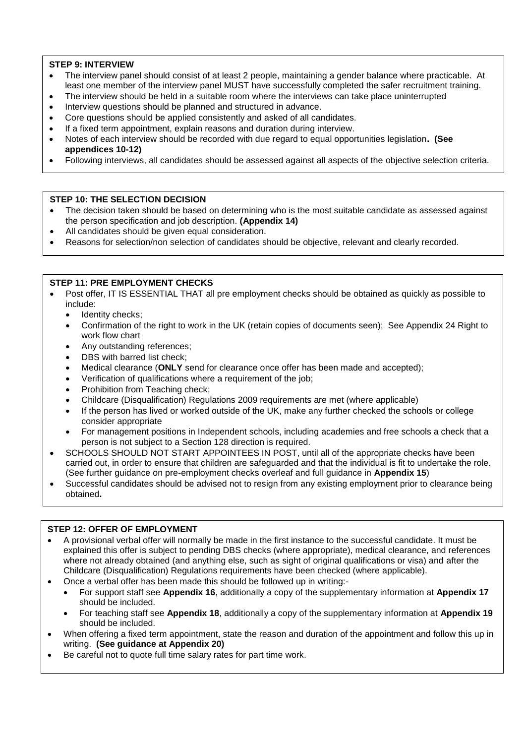### STEP 9: INTERVIEW

- The interview panel should consist of at least 2 people, maintaining a gender balance where practicable. At least one member of the interview panel MUST have successfully completed the safer recruitment training.
- The interview should be held in a suitable room where the interviews can take place uninterrupted
- Interview questions should be planned and structured in advance.
- Core questions should be applied consistently and asked of all candidates.
- If a fixed term appointment, explain reasons and duration during interview.
- Notes of each interview should be recorded with due regard to equal opportunities legislation**. (See appendices 10-12)**
- Following interviews, all candidates should be assessed against all aspects of the objective selection criteria.

### STEP 10: THE SELECTION DECISION

- The decision taken should be based on determining who is the most suitable candidate as assessed against the person specification and job description. **(Appendix 14)**
- All candidates should be given equal consideration.
- Reasons for selection/non selection of candidates should be objective, relevant and clearly recorded.

### STEP 11: PRE EMPLOYMENT CHECKS

- Post offer, IT IS ESSENTIAL THAT all pre employment checks should be obtained as quickly as possible to include:
  - Identity checks;
  - Confirmation of the right to work in the UK (retain copies of documents seen); See Appendix 24 Right to work flow chart
  - Any outstanding references;
  - DBS with barred list check;
  - Medical clearance (**ONLY** send for clearance once offer has been made and accepted);
  - Verification of qualifications where a requirement of the job;
  - Prohibition from Teaching check;
  - Childcare (Disqualification) Regulations 2009 requirements are met (where applicable)
  - If the person has lived or worked outside of the UK, make any further checked the schools or college consider appropriate
  - For management positions in Independent schools, including academies and free schools a check that a person is not subject to a Section 128 direction is required.
- SCHOOLS SHOULD NOT START APPOINTEES IN POST, until all of the appropriate checks have been carried out, in order to ensure that children are safeguarded and that the individual is fit to undertake the role. (See further guidance on pre-employment checks overleaf and full guidance in **Appendix 15**)
- Successful candidates should be advised not to resign from any existing employment prior to clearance being obtained**.**

### STEP 12: OFFER OF EMPLOYMENT

- A provisional verbal offer will normally be made in the first instance to the successful candidate. It must be explained this offer is subject to pending DBS checks (where appropriate), medical clearance, and references where not already obtained (and anything else, such as sight of original qualifications or visa) and after the Childcare (Disqualification) Regulations requirements have been checked (where applicable).
- Once a verbal offer has been made this should be followed up in writing:-
  - For support staff see **Appendix 16**, additionally a copy of the supplementary information at **Appendix 17** should be included.
  - For teaching staff see **Appendix 18**, additionally a copy of the supplementary information at **Appendix 19** should be included.
- When offering a fixed term appointment, state the reason and duration of the appointment and follow this up in writing. **(See guidance at Appendix 20)**
- Be careful not to quote full time salary rates for part time work.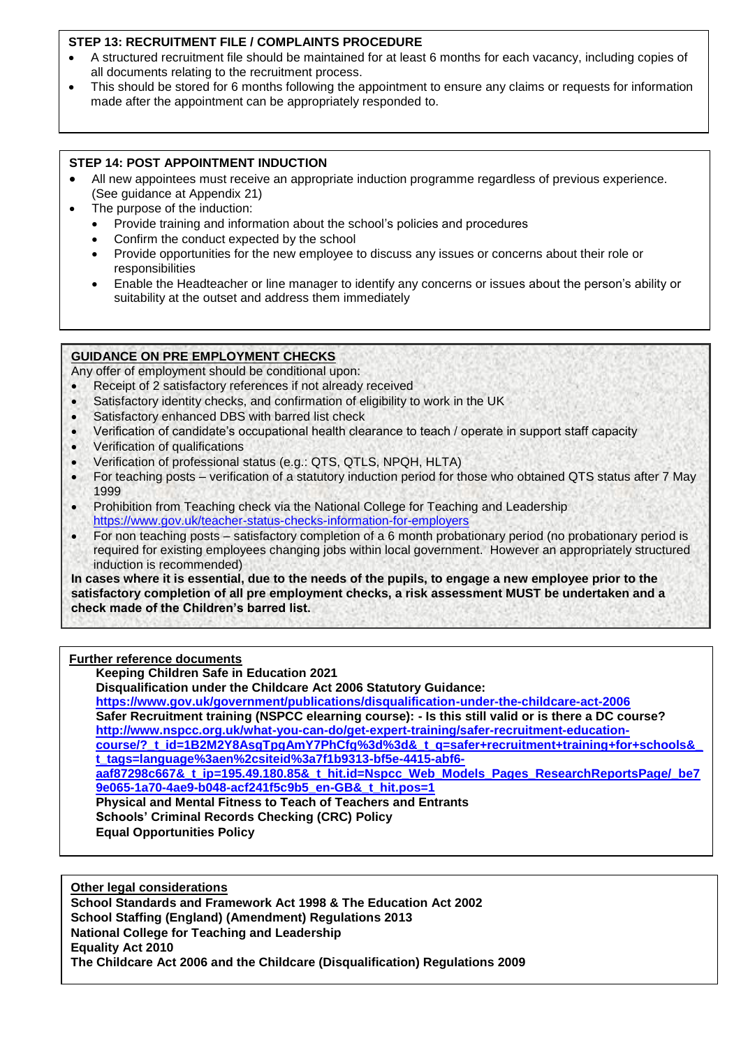**STEP 13: RECRUITMENT FILE / COMPLAINTS PROCEDURE**

- A structured recruitment file should be maintained for at least 6 months for each vacancy, including copies of all documents relating to the recruitment process.
- This should be stored for 6 months following the appointment to ensure any claims or requests for information made after the appointment can be appropriately responded to.

**STEP 14: POST APPOINTMENT INDUCTION**

- All new appointees must receive an appropriate induction programme regardless of previous experience. (See guidance at Appendix 21)
- The purpose of the induction:
  - Provide training and information about the school's policies and procedures
  - Confirm the conduct expected by the school
  - Provide opportunities for the new employee to discuss any issues or concerns about their role or responsibilities
  - Enable the Headteacher or line manager to identify any concerns or issues about the person's ability or suitability at the outset and address them immediately

**GUIDANCE ON PRE EMPLOYMENT CHECKS**

Any offer of employment should be conditional upon:

- Receipt of 2 satisfactory references if not already received
- Satisfactory identity checks, and confirmation of eligibility to work in the UK
- Satisfactory enhanced DBS with barred list check
- Verification of candidate's occupational health clearance to teach / operate in support staff capacity
- Verification of qualifications
- Verification of professional status (e.g.: QTS, QTLS, NPQH, HLTA)
- For teaching posts – verification of a statutory induction period for those who obtained QTS status after 7 May 1999
- Prohibition from Teaching check via the National College for Teaching and Leadership https://www.gov.uk/teacher-status-checks-information-for-employers
- For non teaching posts – satisfactory completion of a 6 month probationary period (no probationary period is required for existing employees changing jobs within local government. However an appropriately structured induction is recommended)

**In cases where it is essential, due to the needs of the pupils, to engage a new employee prior to the satisfactory completion of all pre employment checks, a risk assessment MUST be undertaken and a check made of the Children's barred list.**

**Further reference documents**

**Keeping Children Safe in Education 2021**
**Disqualification under the Childcare Act 2006 Statutory Guidance:**
**https://www.gov.uk/government/publications/disqualification-under-the-childcare-act-2006**
**Safer Recruitment training (NSPCC elearning course): - Is this still valid or is there a DC course?**
**http://www.nspcc.org.uk/what-you-can-do/get-expert-training/safer-recruitment-education-course/?_t_id=1B2M2Y8AsgTpgAmY7PhCfg%3d%3d&_t_q=safer+recruitment+training+for+schools&_t_tags=language%3aen%2csiteid%3a7f1b9313-bf5e-4415-abf6-aaf87298c667&_t_ip=195.49.180.85&_t_hit.id=Nspcc_Web_Models_Pages_ResearchReportsPage/_be79e065-1a70-4ae9-b048-acf241f5c9b5_en-GB&_t_hit.pos=1**
**Physical and Mental Fitness to Teach of Teachers and Entrants**
**Schools' Criminal Records Checking (CRC) Policy**
**Equal Opportunities Policy**

**Other legal considerations**

**School Standards and Framework Act 1998 & The Education Act 2002**
**School Staffing (England) (Amendment) Regulations 2013**
**National College for Teaching and Leadership**
**Equality Act 2010**
**The Childcare Act 2006 and the Childcare (Disqualification) Regulations 2009**